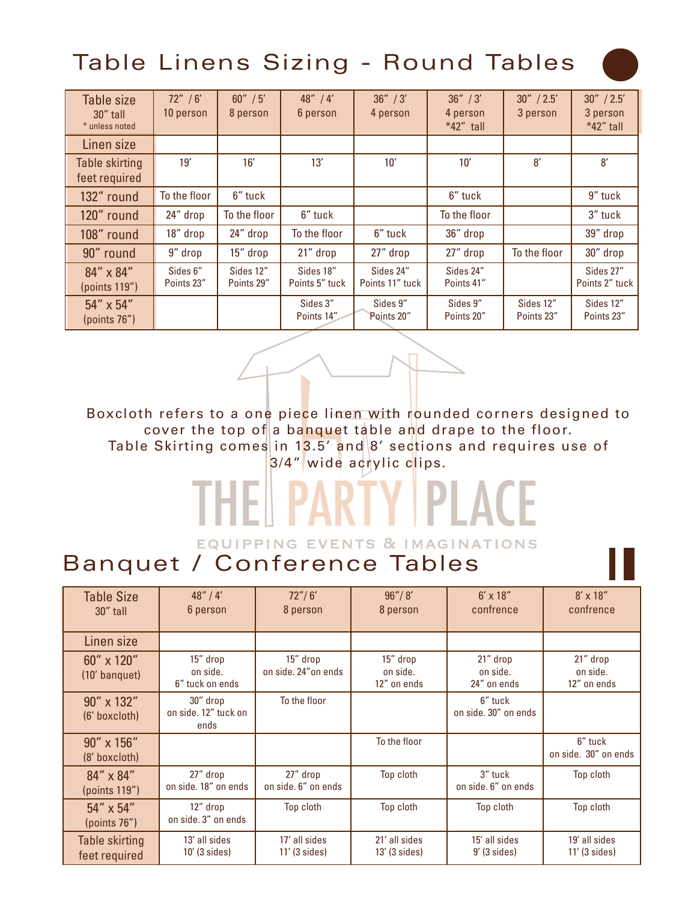# Table Linens Sizing - Round Tables

| Table size 30" tall * unless noted | 72" / 6' 10 person | 60" / 5' 8 person | 48" / 4' 6 person | 36" / 3' 4 person | 36" / 3' 4 person *42" tall | 30" / 2.5' 3 person | 30" / 2.5' 3 person *42" tall |
|---|---|---|---|---|---|---|---|
| Linen size | | | | | | | |
| Table skirting feet required | 19' | 16' | 13' | 10' | 10' | 8' | 8' |
| 132" round | To the floor | 6" tuck | | | 6" tuck | | 9" tuck |
| 120" round | 24" drop | To the floor | 6" tuck | | To the floor | | 3" tuck |
| 108" round | 18" drop | 24" drop | To the floor | 6" tuck | 36" drop | | 39" drop |
| 90" round | 9" drop | 15" drop | 21" drop | 27" drop | 27" drop | To the floor | 30" drop |
| 84" x 84" (points 119") | Sides 6" Points 23" | Sides 12" Points 29" | Sides 18" Points 5" tuck | Sides 24" Points 11" tuck | Sides 24" Points 41" | | Sides 27" Points 2" tuck |
| 54" x 54" (points 76") | | | Sides 3" Points 14" | Sides 9" Points 20" | Sides 9" Points 20" | Sides 12" Points 23" | Sides 12" Points 23" |

Boxcloth refers to a one piece linen with rounded corners designed to cover the top of a banquet table and drape to the floor. Table Skirting comes in 13.5' and 8' sections and requires use of 3/4" wide acrylic clips.

THE PARTY PLACE

EQUIPPING EVENTS & IMAGINATIONS

# Banquet / Conference Tables

| Table Size 30" tall | 48" / 4' 6 person | 72"/ 6' 8 person | 96"/ 8' 8 person | 6' x 18" confrence | 8' x 18" confrence |
|---|---|---|---|---|---|
| Linen size | | | | | |
| 60" x 120" (10' banquet) | 15" drop on side. 6" tuck on ends | 15" drop on side. 24"on ends | 15" drop on side. 12" on ends | 21" drop on side. 24" on ends | 21" drop on side. 12" on ends |
| 90" x 132" (6' boxcloth) | 30" drop on side. 12" tuck on ends | To the floor | | 6" tuck on side. 30" on ends | |
| 90" x 156" (8' boxcloth) | | | To the floor | | 6" tuck on side. 30" on ends |
| 84" x 84" (points 119") | 27" drop on side. 18" on ends | 27" drop on side. 6" on ends | Top cloth | 3" tuck on side. 6" on ends | Top cloth |
| 54" x 54" (points 76") | 12" drop on side. 3" on ends | Top cloth | Top cloth | Top cloth | Top cloth |
| Table skirting feet required | 13' all sides 10' (3 sides) | 17' all sides 11' (3 sides) | 21' all sides 13' (3 sides) | 15' all sides 9' (3 sides) | 19' all sides 11' (3 sides) |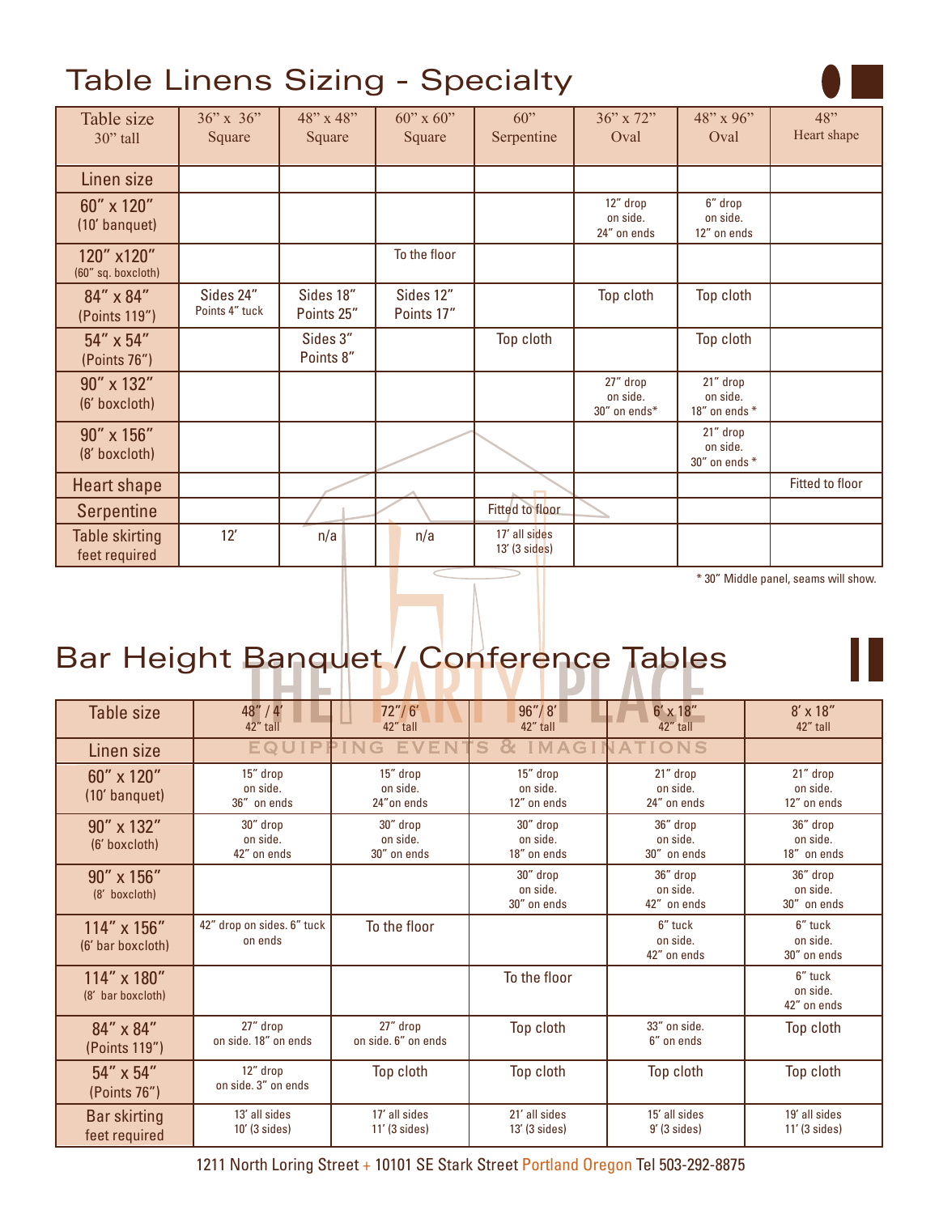## Table Linens Sizing - Specialty

| Table size 30" tall | 36" x 36" Square | 48" x 48" Square | 60" x 60" Square | 60" Serpentine | 36" x 72" Oval | 48" x 96" Oval | 48" Heart shape |
|---|---|---|---|---|---|---|---|
| Linen size | | | | | | | |
| 60" x 120" (10' banquet) | | | | | 12" drop on side. 24" on ends | 6" drop on side. 12" on ends | |
| 120" x120" (60" sq. boxcloth) | | | To the floor | | | | |
| 84" x 84" (Points 119") | Sides 24" Points 4" tuck | Sides 18" Points 25" | Sides 12" Points 17" | | Top cloth | Top cloth | |
| 54" x 54" (Points 76") | | Sides 3" Points 8" | | Top cloth | | Top cloth | |
| 90" x 132" (6' boxcloth) | | | | | 27" drop on side. 30" on ends* | 21" drop on side. 18" on ends * | |
| 90" x 156" (8' boxcloth) | | | | | | 21" drop on side. 30" on ends * | |
| Heart shape | | | | | | | Fitted to floor |
| Serpentine | | | | Fitted to floor | | | |
| Table skirting feet required | 12' | n/a | n/a | 17' all sides 13' (3 sides) | | | |

* 30" Middle panel, seams will show.

## Bar Height Banquet / Conference Tables

| Table size | 48" / 4' 42" tall | 72"/ 6' 42" tall | 96"/ 8' 42" tall | 6' x 18" 42" tall | 8' x 18" 42" tall |
|---|---|---|---|---|---|
| Linen size | | | | | |
| 60" x 120" (10' banquet) | 15" drop on side. 36" on ends | 15" drop on side. 24"on ends | 15" drop on side. 12" on ends | 21" drop on side. 24" on ends | 21" drop on side. 12" on ends |
| 90" x 132" (6' boxcloth) | 30" drop on side. 42" on ends | 30" drop on side. 30" on ends | 30" drop on side. 18" on ends | 36" drop on side. 30" on ends | 36" drop on side. 18" on ends |
| 90" x 156" (8' boxcloth) | | | 30" drop on side. 30" on ends | 36" drop on side. 42" on ends | 36" drop on side. 30" on ends |
| 114" x 156" (6' bar boxcloth) | 42" drop on sides. 6" tuck on ends | To the floor | | 6" tuck on side. 42" on ends | 6" tuck on side. 30" on ends |
| 114" x 180" (8' bar boxcloth) | | | To the floor | | 6" tuck on side. 42" on ends |
| 84" x 84" (Points 119") | 27" drop on side. 18" on ends | 27" drop on side. 6" on ends | Top cloth | 33" on side. 6" on ends | Top cloth |
| 54" x 54" (Points 76") | 12" drop on side. 3" on ends | Top cloth | Top cloth | Top cloth | Top cloth |
| Bar skirting feet required | 13' all sides 10' (3 sides) | 17' all sides 11' (3 sides) | 21' all sides 13' (3 sides) | 15' all sides 9' (3 sides) | 19' all sides 11' (3 sides) |

THE PARTY PLACE
EQUIPPING EVENTS & IMAGINATIONS

1211 North Loring Street + 10101 SE Stark Street Portland Oregon Tel 503-292-8875